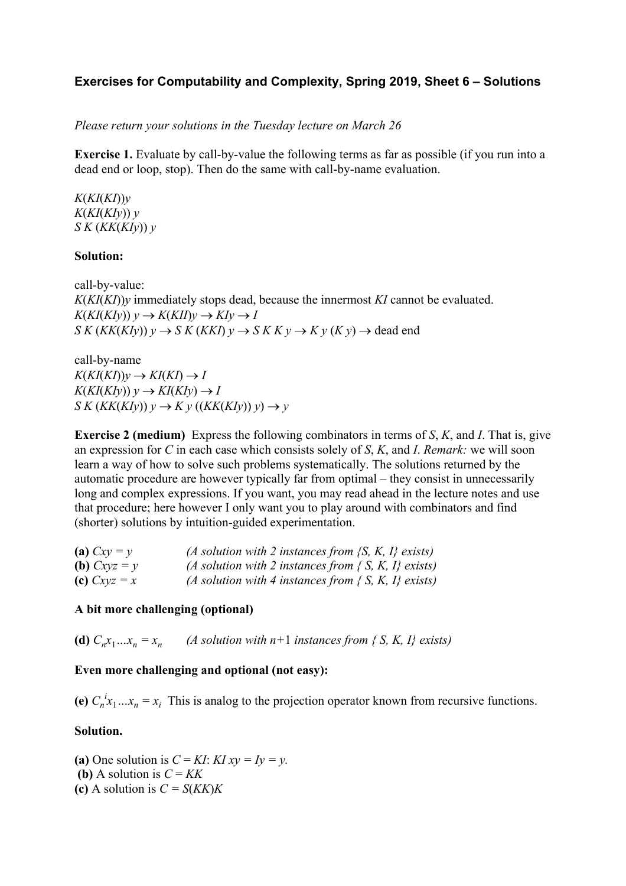**Exercises for Computability and Complexity, Spring 2019, Sheet 6 – Solutions**

*Please return your solutions in the Tuesday lecture on March 26*

**Exercise 1.** Evaluate by call-by-value the following terms as far as possible (if you run into a dead end or loop, stop). Then do the same with call-by-name evaluation.

$K(KI(KI))y$
$K(KI(KIy))\ y$
$S\ K\ (KK(KIy))\ y$

**Solution:**

call-by-value:
$K(KI(KI))y$ immediately stops dead, because the innermost $KI$ cannot be evaluated.
$K(KI(KIy))\ y \to K(KII)y \to KIy \to I$
$S\ K\ (KK(KIy))\ y \to S\ K\ (KKI)\ y \to S\ K\ K\ y \to K\ y\ (K\ y) \to$ dead end

call-by-name
$K(KI(KI))y \to KI(KI) \to I$
$K(KI(KIy))\ y \to KI(KIy) \to I$
$S\ K\ (KK(KIy))\ y \to K\ y\ ((KK(KIy))\ y) \to y$

**Exercise 2 (medium)** Express the following combinators in terms of $S$, $K$, and $I$. That is, give an expression for $C$ in each case which consists solely of $S$, $K$, and $I$. *Remark:* we will soon learn a way of how to solve such problems systematically. The solutions returned by the automatic procedure are however typically far from optimal – they consist in unnecessarily long and complex expressions. If you want, you may read ahead in the lecture notes and use that procedure; here however I only want you to play around with combinators and find (shorter) solutions by intuition-guided experimentation.

**(a)** $Cxy = y$ *(A solution with 2 instances from {S, K, I} exists)*
**(b)** $Cxyz = y$ *(A solution with 2 instances from { S, K, I} exists)*
**(c)** $Cxyz = x$ *(A solution with 4 instances from { S, K, I} exists)*

**A bit more challenging (optional)**

**(d)** $C_n x_1 \dots x_n = x_n$ *(A solution with $n$+1 instances from { S, K, I} exists)*

**Even more challenging and optional (not easy):**

**(e)** $C_n^i x_1 \dots x_n = x_i$ This is analog to the projection operator known from recursive functions.

**Solution.**

**(a)** One solution is $C = KI$: $KI\ xy = Iy = y$.
**(b)** A solution is $C = KK$
**(c)** A solution is $C = S(KK)K$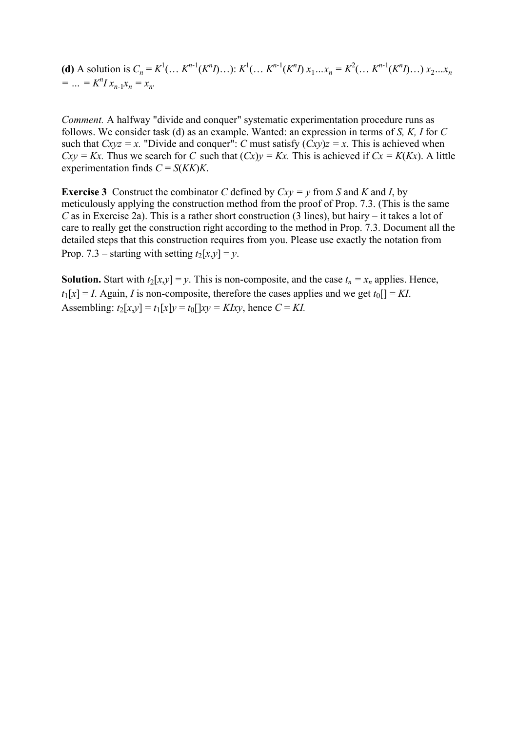**(d)** A solution is $C_n = K^1(\ldots K^{n-1}(K^n I)\ldots)$: $K^1(\ldots K^{n-1}(K^n I)\, x_1 \ldots x_n = K^2(\ldots K^{n-1}(K^n I)\ldots)\, x_2 \ldots x_n = \ldots = K^n I\, x_{n-1} x_n = x_n$.

*Comment.* A halfway "divide and conquer" systematic experimentation procedure runs as follows. We consider task (d) as an example. Wanted: an expression in terms of *S, K, I* for *C* such that $Cxyz = x$. "Divide and conquer": *C* must satisfy $(Cxy)z = x$. This is achieved when $Cxy = Kx$. Thus we search for *C* such that $(Cx)y = Kx$. This is achieved if $Cx = K(Kx)$. A little experimentation finds $C = S(KK)K$.

**Exercise 3** Construct the combinator *C* defined by $Cxy = y$ from *S* and *K* and *I*, by meticulously applying the construction method from the proof of Prop. 7.3. (This is the same *C* as in Exercise 2a). This is a rather short construction (3 lines), but hairy – it takes a lot of care to really get the construction right according to the method in Prop. 7.3. Document all the detailed steps that this construction requires from you. Please use exactly the notation from Prop. 7.3 – starting with setting $t_2[x,y] = y$.

**Solution.** Start with $t_2[x,y] = y$. This is non-composite, and the case $t_n = x_n$ applies. Hence, $t_1[x] = I$. Again, *I* is non-composite, therefore the cases applies and we get $t_0[] = KI$. Assembling: $t_2[x,y] = t_1[x]y = t_0[]xy = KIxy$, hence $C = KI$.